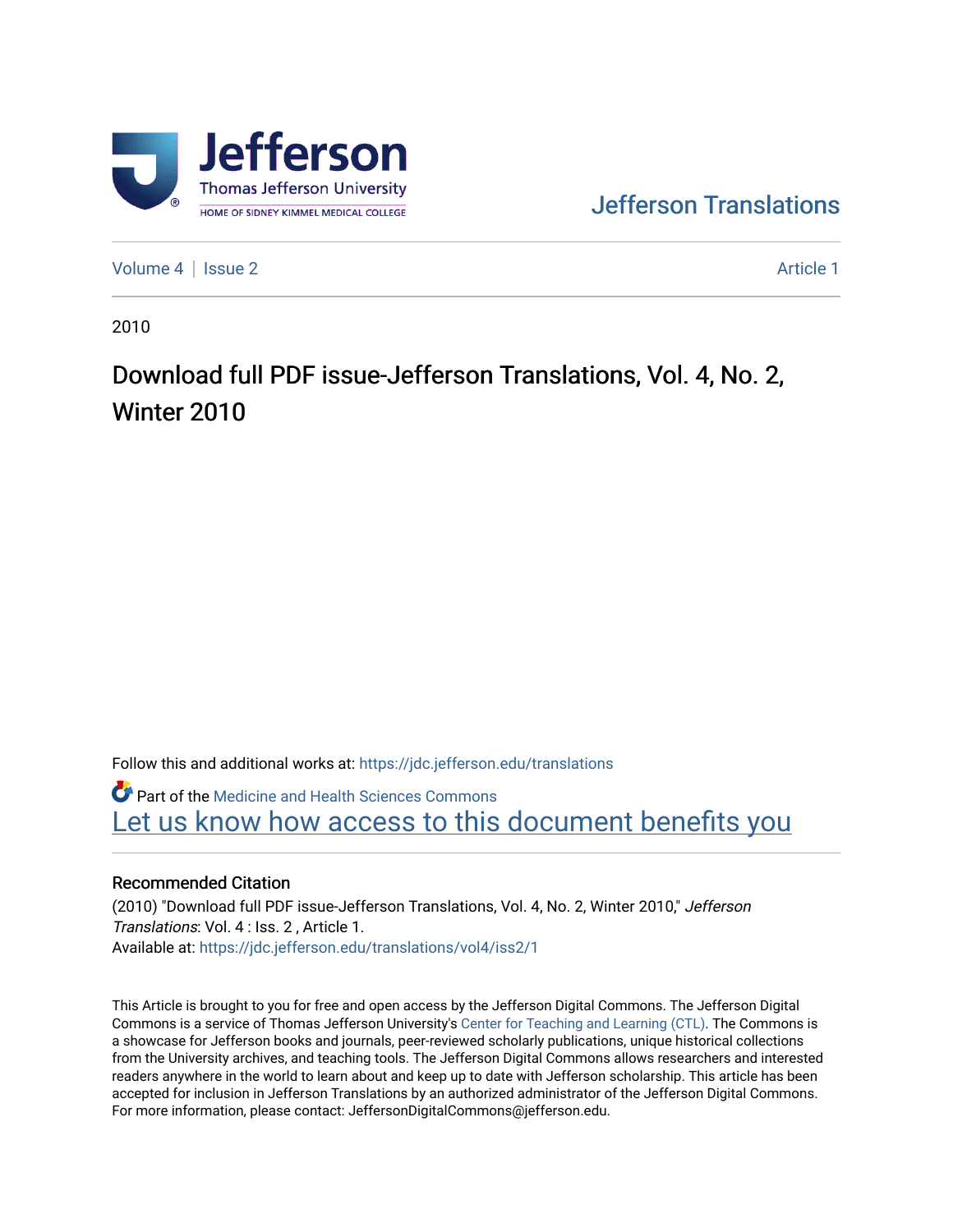Jefferson Translations

Volume 4 | Issue 2 Article 1

2010

# Download full PDF issue-Jefferson Translations, Vol. 4, No. 2, Winter 2010

Follow this and additional works at: https://jdc.jefferson.edu/translations

Part of the Medicine and Health Sciences Commons

Let us know how access to this document benefits you

## Recommended Citation

(2010) "Download full PDF issue-Jefferson Translations, Vol. 4, No. 2, Winter 2010," *Jefferson Translations*: Vol. 4 : Iss. 2 , Article 1.
Available at: https://jdc.jefferson.edu/translations/vol4/iss2/1

This Article is brought to you for free and open access by the Jefferson Digital Commons. The Jefferson Digital Commons is a service of Thomas Jefferson University's Center for Teaching and Learning (CTL). The Commons is a showcase for Jefferson books and journals, peer-reviewed scholarly publications, unique historical collections from the University archives, and teaching tools. The Jefferson Digital Commons allows researchers and interested readers anywhere in the world to learn about and keep up to date with Jefferson scholarship. This article has been accepted for inclusion in Jefferson Translations by an authorized administrator of the Jefferson Digital Commons. For more information, please contact: JeffersonDigitalCommons@jefferson.edu.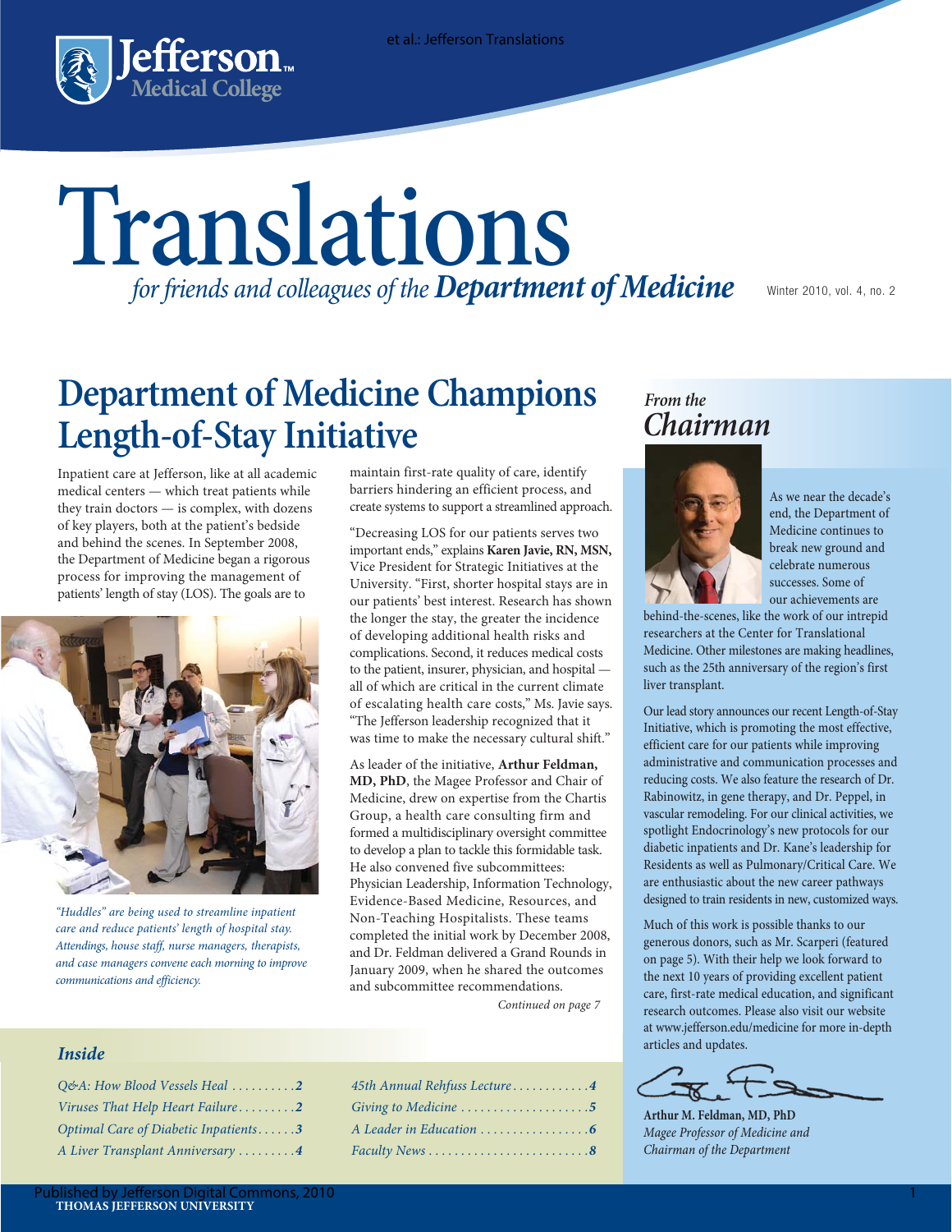# Translations

*for friends and colleagues of the* ***Department of Medicine***

Winter 2010, vol. 4, no. 2

## Department of Medicine Champions Length-of-Stay Initiative

Inpatient care at Jefferson, like at all academic medical centers — which treat patients while they train doctors — is complex, with dozens of key players, both at the patient's bedside and behind the scenes. In September 2008, the Department of Medicine began a rigorous process for improving the management of patients' length of stay (LOS). The goals are to maintain first-rate quality of care, identify barriers hindering an efficient process, and create systems to support a streamlined approach.

*"Huddles" are being used to streamline inpatient care and reduce patients' length of hospital stay. Attendings, house staff, nurse managers, therapists, and case managers convene each morning to improve communications and efficiency.*

"Decreasing LOS for our patients serves two important ends," explains **Karen Javie, RN, MSN,** Vice President for Strategic Initiatives at the University. "First, shorter hospital stays are in our patients' best interest. Research has shown the longer the stay, the greater the incidence of developing additional health risks and complications. Second, it reduces medical costs to the patient, insurer, physician, and hospital — all of which are critical in the current climate of escalating health care costs," Ms. Javie says. "The Jefferson leadership recognized that it was time to make the necessary cultural shift."

As leader of the initiative, **Arthur Feldman, MD, PhD**, the Magee Professor and Chair of Medicine, drew on expertise from the Chartis Group, a health care consulting firm and formed a multidisciplinary oversight committee to develop a plan to tackle this formidable task. He also convened five subcommittees: Physician Leadership, Information Technology, Evidence-Based Medicine, Resources, and Non-Teaching Hospitalists. These teams completed the initial work by December 2008, and Dr. Feldman delivered a Grand Rounds in January 2009, when he shared the outcomes and subcommittee recommendations.

*Continued on page 7*

## *From the* Chairman

As we near the decade's end, the Department of Medicine continues to break new ground and celebrate numerous successes. Some of our achievements are behind-the-scenes, like the work of our intrepid researchers at the Center for Translational Medicine. Other milestones are making headlines, such as the 25th anniversary of the region's first liver transplant.

Our lead story announces our recent Length-of-Stay Initiative, which is promoting the most effective, efficient care for our patients while improving administrative and communication processes and reducing costs. We also feature the research of Dr. Rabinowitz, in gene therapy, and Dr. Peppel, in vascular remodeling. For our clinical activities, we spotlight Endocrinology's new protocols for our diabetic inpatients and Dr. Kane's leadership for Residents as well as Pulmonary/Critical Care. We are enthusiastic about the new career pathways designed to train residents in new, customized ways.

Much of this work is possible thanks to our generous donors, such as Mr. Scarperi (featured on page 5). With their help we look forward to the next 10 years of providing excellent patient care, first-rate medical education, and significant research outcomes. Please also visit our website at www.jefferson.edu/medicine for more in-depth articles and updates.

**Arthur M. Feldman, MD, PhD**
*Magee Professor of Medicine and Chairman of the Department*

### *Inside*

- *Q&A: How Blood Vessels Heal* .......... ***2***
- *Viruses That Help Heart Failure* .......... ***2***
- *Optimal Care of Diabetic Inpatients* .......... ***3***
- *A Liver Transplant Anniversary* .......... ***4***
- *45th Annual Rehfuss Lecture* .......... ***4***
- *Giving to Medicine* .......... ***5***
- *A Leader in Education* .......... ***6***
- *Faculty News* .......... ***8***

THOMAS JEFFERSON UNIVERSITY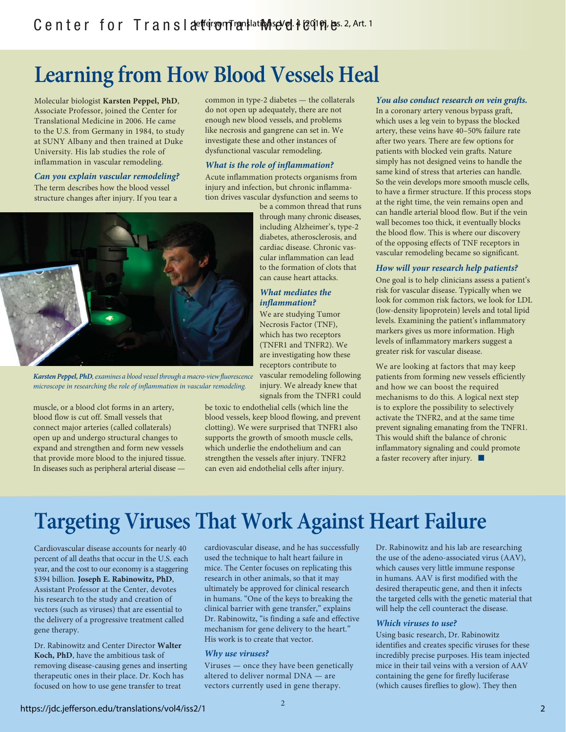# Learning from How Blood Vessels Heal

Molecular biologist **Karsten Peppel, PhD**, Associate Professor, joined the Center for Translational Medicine in 2006. He came to the U.S. from Germany in 1984, to study at SUNY Albany and then trained at Duke University. His lab studies the role of inflammation in vascular remodeling.

***Can you explain vascular remodeling?***

The term describes how the blood vessel structure changes after injury. If you tear a muscle, or a blood clot forms in an artery, blood flow is cut off. Small vessels that connect major arteries (called collaterals) open up and undergo structural changes to expand and strengthen and form new vessels that provide more blood to the injured tissue. In diseases such as peripheral arterial disease — common in type-2 diabetes — the collaterals do not open up adequately, there are not enough new blood vessels, and problems like necrosis and gangrene can set in. We investigate these and other instances of dysfunctional vascular remodeling.

***What is the role of inflammation?***

Acute inflammation protects organisms from injury and infection, but chronic inflammation drives vascular dysfunction and seems to be a common thread that runs through many chronic diseases, including Alzheimer's, type-2 diabetes, atherosclerosis, and cardiac disease. Chronic vascular inflammation can lead to the formation of clots that can cause heart attacks.

*__Karsten Peppel, PhD__, examines a blood vessel through a macro-view fluorescence microscope in researching the role of inflammation in vascular remodeling.*

***What mediates the inflammation?***

We are studying Tumor Necrosis Factor (TNF), which has two receptors (TNFR1 and TNFR2). We are investigating how these receptors contribute to vascular remodeling following injury. We already knew that signals from the TNFR1 could be toxic to endothelial cells (which line the blood vessels, keep blood flowing, and prevent clotting). We were surprised that TNFR1 also supports the growth of smooth muscle cells, which underlie the endothelium and can strengthen the vessels after injury. TNFR2 can even aid endothelial cells after injury.

***You also conduct research on vein grafts.***

In a coronary artery venous bypass graft, which uses a leg vein to bypass the blocked artery, these veins have 40–50% failure rate after two years. There are few options for patients with blocked vein grafts. Nature simply has not designed veins to handle the same kind of stress that arteries can handle. So the vein develops more smooth muscle cells, to have a firmer structure. If this process stops at the right time, the vein remains open and can handle arterial blood flow. But if the vein wall becomes too thick, it eventually blocks the blood flow. This is where our discovery of the opposing effects of TNF receptors in vascular remodeling became so significant.

***How will your research help patients?***

One goal is to help clinicians assess a patient's risk for vascular disease. Typically when we look for common risk factors, we look for LDL (low-density lipoprotein) levels and total lipid levels. Examining the patient's inflammatory markers gives us more information. High levels of inflammatory markers suggest a greater risk for vascular disease.

We are looking at factors that may keep patients from forming new vessels efficiently and how we can boost the required mechanisms to do this. A logical next step is to explore the possibility to selectively activate the TNFR2, and at the same time prevent signaling emanating from the TNFR1. This would shift the balance of chronic inflammatory signaling and could promote a faster recovery after injury. ■

# Targeting Viruses That Work Against Heart Failure

Cardiovascular disease accounts for nearly 40 percent of all deaths that occur in the U.S. each year, and the cost to our economy is a staggering $394 billion. **Joseph E. Rabinowitz, PhD**, Assistant Professor at the Center, devotes his research to the study and creation of vectors (such as viruses) that are essential to the delivery of a progressive treatment called gene therapy.

Dr. Rabinowitz and Center Director **Walter Koch, PhD**, have the ambitious task of removing disease-causing genes and inserting therapeutic ones in their place. Dr. Koch has focused on how to use gene transfer to treat cardiovascular disease, and he has successfully used the technique to halt heart failure in mice. The Center focuses on replicating this research in other animals, so that it may ultimately be approved for clinical research in humans. "One of the keys to breaking the clinical barrier with gene transfer," explains Dr. Rabinowitz, "is finding a safe and effective mechanism for gene delivery to the heart." His work is to create that vector.

***Why use viruses?***

Viruses — once they have been genetically altered to deliver normal DNA — are vectors currently used in gene therapy.

Dr. Rabinowitz and his lab are researching the use of the adeno-associated virus (AAV), which causes very little immune response in humans. AAV is first modified with the desired therapeutic gene, and then it infects the targeted cells with the genetic material that will help the cell counteract the disease.

***Which viruses to use?***

Using basic research, Dr. Rabinowitz identifies and creates specific viruses for these incredibly precise purposes. His team injected mice in their tail veins with a version of AAV containing the gene for firefly luciferase (which causes fireflies to glow). They then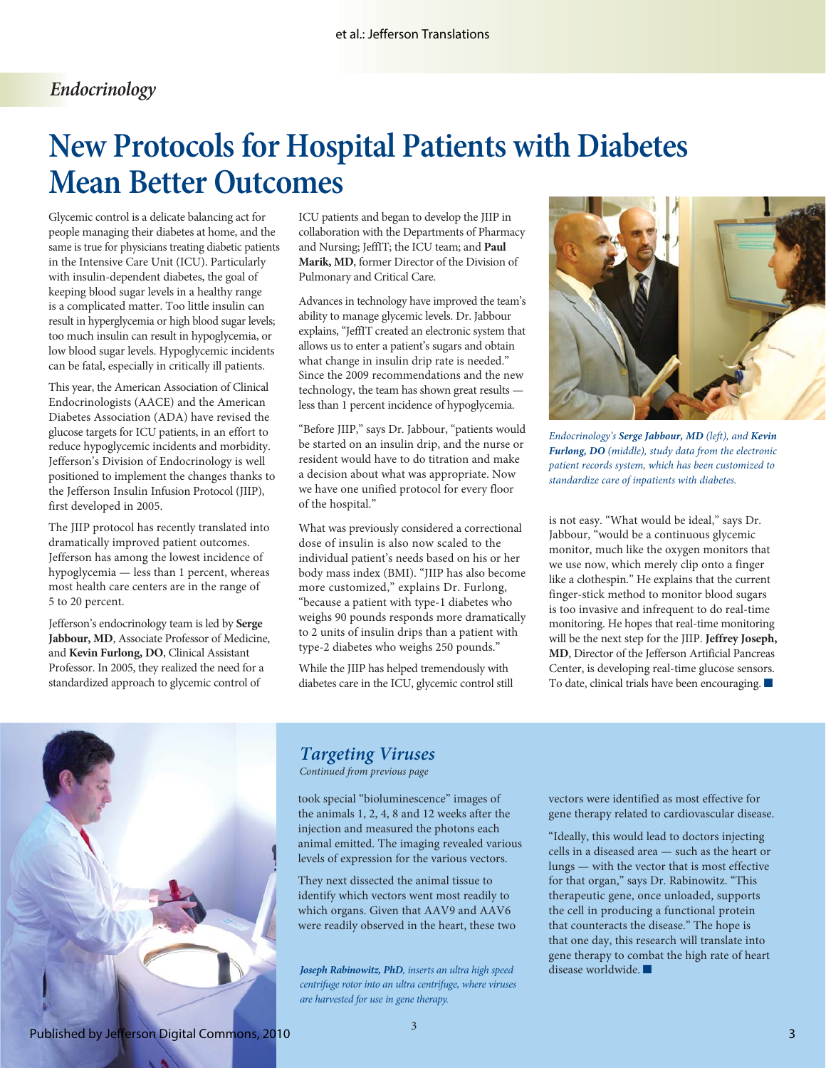*Endocrinology*

# New Protocols for Hospital Patients with Diabetes Mean Better Outcomes

Glycemic control is a delicate balancing act for people managing their diabetes at home, and the same is true for physicians treating diabetic patients in the Intensive Care Unit (ICU). Particularly with insulin-dependent diabetes, the goal of keeping blood sugar levels in a healthy range is a complicated matter. Too little insulin can result in hyperglycemia or high blood sugar levels; too much insulin can result in hypoglycemia, or low blood sugar levels. Hypoglycemic incidents can be fatal, especially in critically ill patients.

This year, the American Association of Clinical Endocrinologists (AACE) and the American Diabetes Association (ADA) have revised the glucose targets for ICU patients, in an effort to reduce hypoglycemic incidents and morbidity. Jefferson's Division of Endocrinology is well positioned to implement the changes thanks to the Jefferson Insulin Infusion Protocol (JIIP), first developed in 2005.

The JIIP protocol has recently translated into dramatically improved patient outcomes. Jefferson has among the lowest incidence of hypoglycemia — less than 1 percent, whereas most health care centers are in the range of 5 to 20 percent.

Jefferson's endocrinology team is led by **Serge Jabbour, MD**, Associate Professor of Medicine, and **Kevin Furlong, DO**, Clinical Assistant Professor. In 2005, they realized the need for a standardized approach to glycemic control of ICU patients and began to develop the JIIP in collaboration with the Departments of Pharmacy and Nursing; JeffIT; the ICU team; and **Paul Marik, MD**, former Director of the Division of Pulmonary and Critical Care.

Advances in technology have improved the team's ability to manage glycemic levels. Dr. Jabbour explains, "JeffIT created an electronic system that allows us to enter a patient's sugars and obtain what change in insulin drip rate is needed." Since the 2009 recommendations and the new technology, the team has shown great results — less than 1 percent incidence of hypoglycemia.

"Before JIIP," says Dr. Jabbour, "patients would be started on an insulin drip, and the nurse or resident would have to do titration and make a decision about what was appropriate. Now we have one unified protocol for every floor of the hospital."

What was previously considered a correctional dose of insulin is also now scaled to the individual patient's needs based on his or her body mass index (BMI). "JIIP has also become more customized," explains Dr. Furlong, "because a patient with type-1 diabetes who weighs 90 pounds responds more dramatically to 2 units of insulin drips than a patient with type-2 diabetes who weighs 250 pounds."

While the JIIP has helped tremendously with diabetes care in the ICU, glycemic control still is not easy. "What would be ideal," says Dr. Jabbour, "would be a continuous glycemic monitor, much like the oxygen monitors that we use now, which merely clip onto a finger like a clothespin." He explains that the current finger-stick method to monitor blood sugars is too invasive and infrequent to do real-time monitoring. He hopes that real-time monitoring will be the next step for the JIIP. **Jeffrey Joseph, MD**, Director of the Jefferson Artificial Pancreas Center, is developing real-time glucose sensors. To date, clinical trials have been encouraging. ■

*Endocrinology's* ***Serge Jabbour, MD*** *(left), and* ***Kevin Furlong, DO*** *(middle), study data from the electronic patient records system, which has been customized to standardize care of inpatients with diabetes.*

## *Targeting Viruses*

*Continued from previous page*

took special "bioluminescence" images of the animals 1, 2, 4, 8 and 12 weeks after the injection and measured the photons each animal emitted. The imaging revealed various levels of expression for the various vectors.

They next dissected the animal tissue to identify which vectors went most readily to which organs. Given that AAV9 and AAV6 were readily observed in the heart, these two vectors were identified as most effective for gene therapy related to cardiovascular disease.

"Ideally, this would lead to doctors injecting cells in a diseased area — such as the heart or lungs — with the vector that is most effective for that organ," says Dr. Rabinowitz. "This therapeutic gene, once unloaded, supports the cell in producing a functional protein that counteracts the disease." The hope is that one day, this research will translate into gene therapy to combat the high rate of heart disease worldwide. ■

***Joseph Rabinowitz, PhD****, inserts an ultra high speed centrifuge rotor into an ultra centrifuge, where viruses are harvested for use in gene therapy.*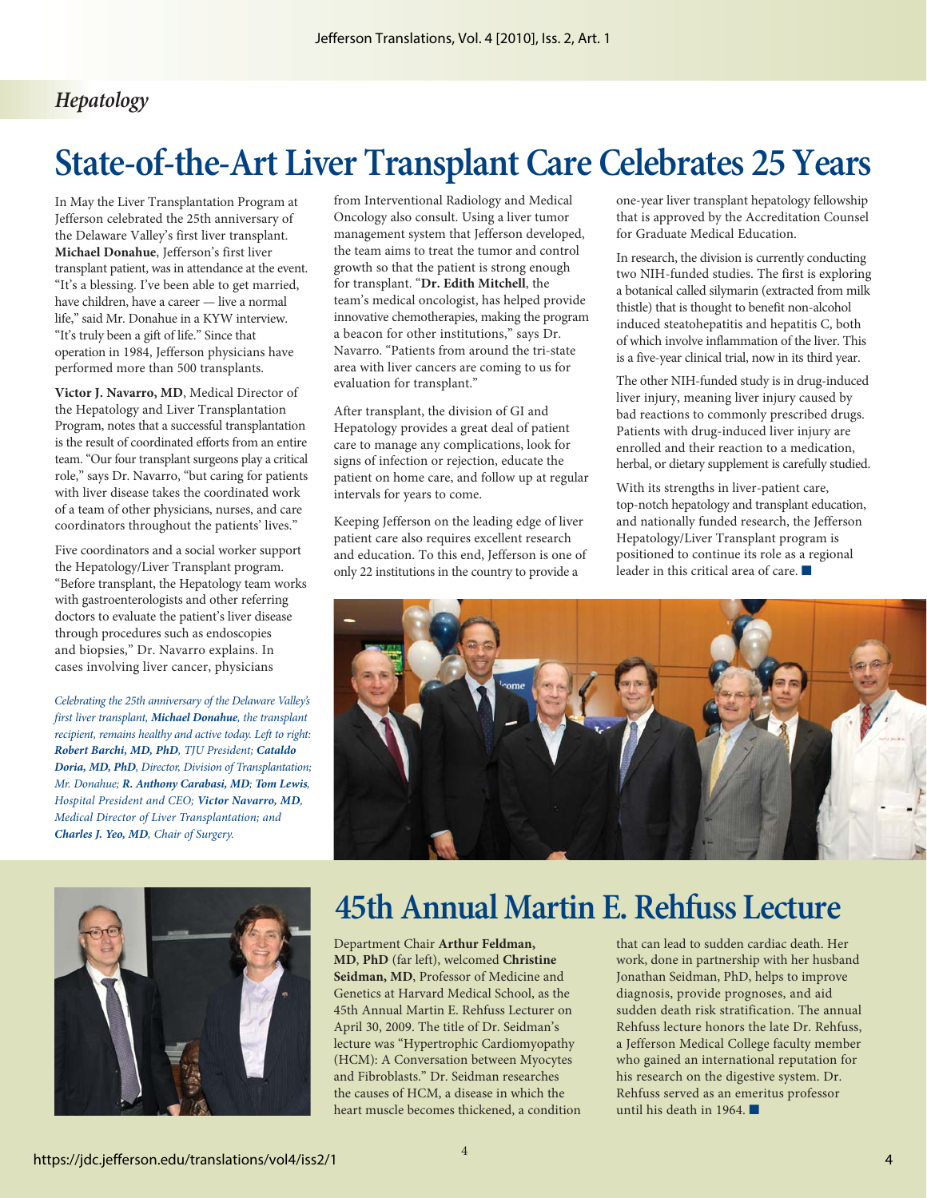*Hepatology*

# State-of-the-Art Liver Transplant Care Celebrates 25 Years

In May the Liver Transplantation Program at Jefferson celebrated the 25th anniversary of the Delaware Valley's first liver transplant. **Michael Donahue**, Jefferson's first liver transplant patient, was in attendance at the event. "It's a blessing. I've been able to get married, have children, have a career — live a normal life," said Mr. Donahue in a KYW interview. "It's truly been a gift of life." Since that operation in 1984, Jefferson physicians have performed more than 500 transplants.

**Victor J. Navarro, MD**, Medical Director of the Hepatology and Liver Transplantation Program, notes that a successful transplantation is the result of coordinated efforts from an entire team. "Our four transplant surgeons play a critical role," says Dr. Navarro, "but caring for patients with liver disease takes the coordinated work of a team of other physicians, nurses, and care coordinators throughout the patients' lives."

Five coordinators and a social worker support the Hepatology/Liver Transplant program. "Before transplant, the Hepatology team works with gastroenterologists and other referring doctors to evaluate the patient's liver disease through procedures such as endoscopies and biopsies," Dr. Navarro explains. In cases involving liver cancer, physicians from Interventional Radiology and Medical Oncology also consult. Using a liver tumor management system that Jefferson developed, the team aims to treat the tumor and control growth so that the patient is strong enough for transplant. "**Dr. Edith Mitchell**, the team's medical oncologist, has helped provide innovative chemotherapies, making the program a beacon for other institutions," says Dr. Navarro. "Patients from around the tri-state area with liver cancers are coming to us for evaluation for transplant."

After transplant, the division of GI and Hepatology provides a great deal of patient care to manage any complications, look for signs of infection or rejection, educate the patient on home care, and follow up at regular intervals for years to come.

Keeping Jefferson on the leading edge of liver patient care also requires excellent research and education. To this end, Jefferson is one of only 22 institutions in the country to provide a one-year liver transplant hepatology fellowship that is approved by the Accreditation Counsel for Graduate Medical Education.

In research, the division is currently conducting two NIH-funded studies. The first is exploring a botanical called silymarin (extracted from milk thistle) that is thought to benefit non-alcohol induced steatohepatitis and hepatitis C, both of which involve inflammation of the liver. This is a five-year clinical trial, now in its third year.

The other NIH-funded study is in drug-induced liver injury, meaning liver injury caused by bad reactions to commonly prescribed drugs. Patients with drug-induced liver injury are enrolled and their reaction to a medication, herbal, or dietary supplement is carefully studied.

With its strengths in liver-patient care, top-notch hepatology and transplant education, and nationally funded research, the Jefferson Hepatology/Liver Transplant program is positioned to continue its role as a regional leader in this critical area of care. ■

*Celebrating the 25th anniversary of the Delaware Valley's first liver transplant, **Michael Donahue**, the transplant recipient, remains healthy and active today. Left to right: **Robert Barchi, MD, PhD**, TJU President; **Cataldo Doria, MD, PhD**, Director, Division of Transplantation; Mr. Donahue; **R. Anthony Carabasi, MD**; **Tom Lewis**, Hospital President and CEO; **Victor Navarro, MD**, Medical Director of Liver Transplantation; and **Charles J. Yeo, MD**, Chair of Surgery.*

# 45th Annual Martin E. Rehfuss Lecture

Department Chair **Arthur Feldman, MD, PhD** (far left), welcomed **Christine Seidman, MD**, Professor of Medicine and Genetics at Harvard Medical School, as the 45th Annual Martin E. Rehfuss Lecturer on April 30, 2009. The title of Dr. Seidman's lecture was "Hypertrophic Cardiomyopathy (HCM): A Conversation between Myocytes and Fibroblasts." Dr. Seidman researches the causes of HCM, a disease in which the heart muscle becomes thickened, a condition that can lead to sudden cardiac death. Her work, done in partnership with her husband Jonathan Seidman, PhD, helps to improve diagnosis, provide prognoses, and aid sudden death risk stratification. The annual Rehfuss lecture honors the late Dr. Rehfuss, a Jefferson Medical College faculty member who gained an international reputation for his research on the digestive system. Dr. Rehfuss served as an emeritus professor until his death in 1964. ■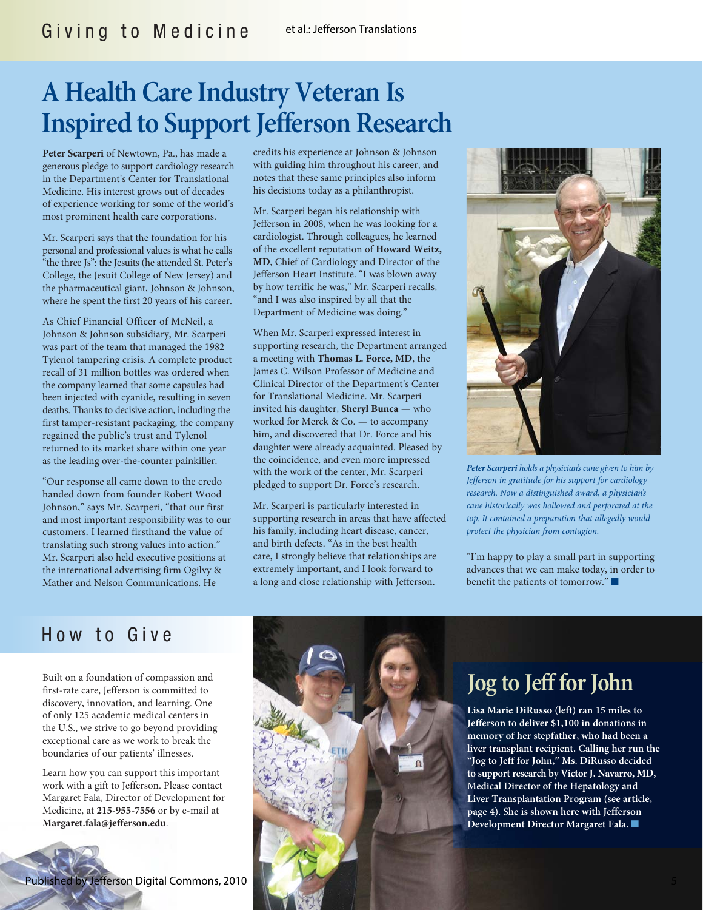# A Health Care Industry Veteran Is Inspired to Support Jefferson Research

**Peter Scarperi** of Newtown, Pa., has made a generous pledge to support cardiology research in the Department's Center for Translational Medicine. His interest grows out of decades of experience working for some of the world's most prominent health care corporations.

Mr. Scarperi says that the foundation for his personal and professional values is what he calls "the three Js": the Jesuits (he attended St. Peter's College, the Jesuit College of New Jersey) and the pharmaceutical giant, Johnson & Johnson, where he spent the first 20 years of his career.

As Chief Financial Officer of McNeil, a Johnson & Johnson subsidiary, Mr. Scarperi was part of the team that managed the 1982 Tylenol tampering crisis. A complete product recall of 31 million bottles was ordered when the company learned that some capsules had been injected with cyanide, resulting in seven deaths. Thanks to decisive action, including the first tamper-resistant packaging, the company regained the public's trust and Tylenol returned to its market share within one year as the leading over-the-counter painkiller.

"Our response all came down to the credo handed down from founder Robert Wood Johnson," says Mr. Scarperi, "that our first and most important responsibility was to our customers. I learned firsthand the value of translating such strong values into action." Mr. Scarperi also held executive positions at the international advertising firm Ogilvy & Mather and Nelson Communications. He credits his experience at Johnson & Johnson with guiding him throughout his career, and notes that these same principles also inform his decisions today as a philanthropist.

Mr. Scarperi began his relationship with Jefferson in 2008, when he was looking for a cardiologist. Through colleagues, he learned of the excellent reputation of **Howard Weitz, MD**, Chief of Cardiology and Director of the Jefferson Heart Institute. "I was blown away by how terrific he was," Mr. Scarperi recalls, "and I was also inspired by all that the Department of Medicine was doing."

When Mr. Scarperi expressed interest in supporting research, the Department arranged a meeting with **Thomas L. Force, MD**, the James C. Wilson Professor of Medicine and Clinical Director of the Department's Center for Translational Medicine. Mr. Scarperi invited his daughter, **Sheryl Bunca** — who worked for Merck & Co. — to accompany him, and discovered that Dr. Force and his daughter were already acquainted. Pleased by the coincidence, and even more impressed with the work of the center, Mr. Scarperi pledged to support Dr. Force's research.

Mr. Scarperi is particularly interested in supporting research in areas that have affected his family, including heart disease, cancer, and birth defects. "As in the best health care, I strongly believe that relationships are extremely important, and I look forward to a long and close relationship with Jefferson.

*__Peter Scarperi__ holds a physician's cane given to him by Jefferson in gratitude for his support for cardiology research. Now a distinguished award, a physician's cane historically was hollowed and perforated at the top. It contained a preparation that allegedly would protect the physician from contagion.*

"I'm happy to play a small part in supporting advances that we can make today, in order to benefit the patients of tomorrow." ■

## How to Give

Built on a foundation of compassion and first-rate care, Jefferson is committed to discovery, innovation, and learning. One of only 125 academic medical centers in the U.S., we strive to go beyond providing exceptional care as we work to break the boundaries of our patients' illnesses.

Learn how you can support this important work with a gift to Jefferson. Please contact Margaret Fala, Director of Development for Medicine, at **215-955-7556** or by e-mail at **Margaret.fala@jefferson.edu**.

## Jog to Jeff for John

**Lisa Marie DiRusso (left) ran 15 miles to Jefferson to deliver $1,100 in donations in memory of her stepfather, who had been a liver transplant recipient. Calling her run the "Jog to Jeff for John," Ms. DiRusso decided to support research by Victor J. Navarro, MD, Medical Director of the Hepatology and Liver Transplantation Program (see article, page 4). She is shown here with Jefferson Development Director Margaret Fala.** ■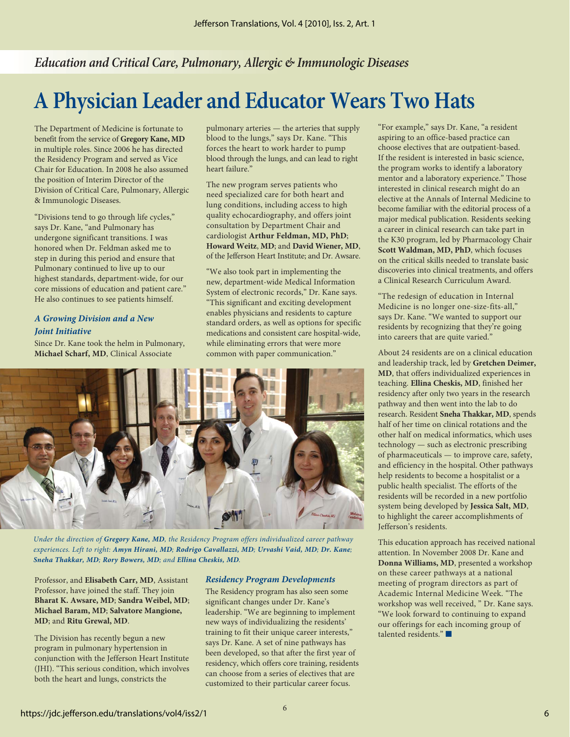*Education and Critical Care, Pulmonary, Allergic & Immunologic Diseases*

# A Physician Leader and Educator Wears Two Hats

The Department of Medicine is fortunate to benefit from the service of **Gregory Kane, MD** in multiple roles. Since 2006 he has directed the Residency Program and served as Vice Chair for Education. In 2008 he also assumed the position of Interim Director of the Division of Critical Care, Pulmonary, Allergic & Immunologic Diseases.

"Divisions tend to go through life cycles," says Dr. Kane, "and Pulmonary has undergone significant transitions. I was honored when Dr. Feldman asked me to step in during this period and ensure that Pulmonary continued to live up to our highest standards, department-wide, for our core missions of education and patient care." He also continues to see patients himself.

### *A Growing Division and a New Joint Initiative*

Since Dr. Kane took the helm in Pulmonary, **Michael Scharf, MD**, Clinical Associate Professor, and **Elisabeth Carr, MD**, Assistant Professor, have joined the staff. They join **Bharat K. Awsare, MD**; **Sandra Weibel, MD**; **Michael Baram, MD**; **Salvatore Mangione, MD**; and **Ritu Grewal, MD**.

The Division has recently begun a new program in pulmonary hypertension in conjunction with the Jefferson Heart Institute (JHI). "This serious condition, which involves both the heart and lungs, constricts the pulmonary arteries — the arteries that supply blood to the lungs," says Dr. Kane. "This forces the heart to work harder to pump blood through the lungs, and can lead to right heart failure."

The new program serves patients who need specialized care for both heart and lung conditions, including access to high quality echocardiography, and offers joint consultation by Department Chair and cardiologist **Arthur Feldman, MD, PhD**; **Howard Weitz**, **MD**; and **David Wiener, MD**, of the Jefferson Heart Institute; and Dr. Awsare.

"We also took part in implementing the new, department-wide Medical Information System of electronic records," Dr. Kane says. "This significant and exciting development enables physicians and residents to capture standard orders, as well as options for specific medications and consistent care hospital-wide, while eliminating errors that were more common with paper communication."

*Under the direction of **Gregory Kane, MD**, the Residency Program offers individualized career pathway experiences. Left to right: **Amyn Hirani, MD**; **Rodrigo Cavallazzi, MD**; **Urvashi Vaid, MD**; **Dr. Kane**; **Sneha Thakkar, MD**; **Rory Bowers, MD**; and **Ellina Cheskis, MD**.*

### *Residency Program Developments*

The Residency program has also seen some significant changes under Dr. Kane's leadership. "We are beginning to implement new ways of individualizing the residents' training to fit their unique career interests," says Dr. Kane. A set of nine pathways has been developed, so that after the first year of residency, which offers core training, residents can choose from a series of electives that are customized to their particular career focus.

"For example," says Dr. Kane, "a resident aspiring to an office-based practice can choose electives that are outpatient-based. If the resident is interested in basic science, the program works to identify a laboratory mentor and a laboratory experience." Those interested in clinical research might do an elective at the Annals of Internal Medicine to become familiar with the editorial process of a major medical publication. Residents seeking a career in clinical research can take part in the K30 program, led by Pharmacology Chair **Scott Waldman, MD, PhD**, which focuses on the critical skills needed to translate basic discoveries into clinical treatments, and offers a Clinical Research Curriculum Award.

"The redesign of education in Internal Medicine is no longer one-size-fits-all," says Dr. Kane. "We wanted to support our residents by recognizing that they're going into careers that are quite varied."

About 24 residents are on a clinical education and leadership track, led by **Gretchen Deimer, MD**, that offers individualized experiences in teaching. **Ellina Cheskis, MD**, finished her residency after only two years in the research pathway and then went into the lab to do research. Resident **Sneha Thakkar, MD**, spends half of her time on clinical rotations and the other half on medical informatics, which uses technology — such as electronic prescribing of pharmaceuticals — to improve care, safety, and efficiency in the hospital. Other pathways help residents to become a hospitalist or a public health specialist. The efforts of the residents will be recorded in a new portfolio system being developed by **Jessica Salt, MD**, to highlight the career accomplishments of Jefferson's residents.

This education approach has received national attention. In November 2008 Dr. Kane and **Donna Williams, MD**, presented a workshop on these career pathways at a national meeting of program directors as part of Academic Internal Medicine Week. "The workshop was well received, " Dr. Kane says. "We look forward to continuing to expand our offerings for each incoming group of talented residents." ■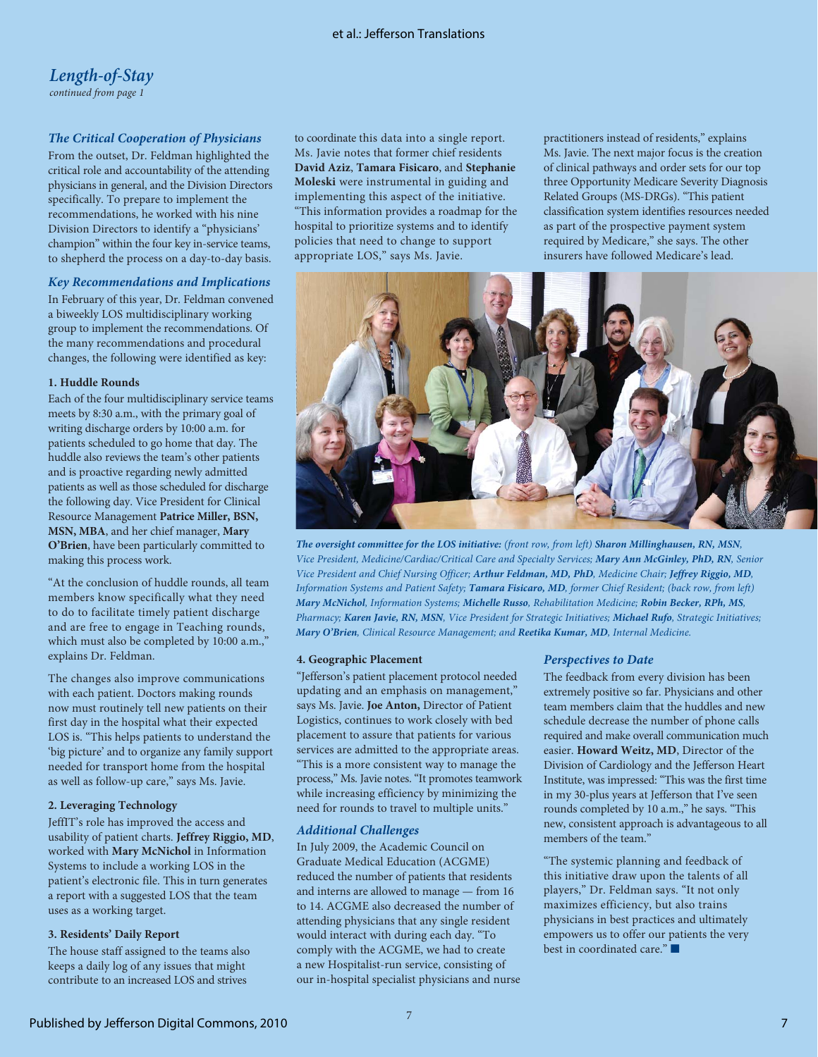## *Length-of-Stay*

*continued from page 1*

### *The Critical Cooperation of Physicians*

From the outset, Dr. Feldman highlighted the critical role and accountability of the attending physicians in general, and the Division Directors specifically. To prepare to implement the recommendations, he worked with his nine Division Directors to identify a "physicians' champion" within the four key in-service teams, to shepherd the process on a day-to-day basis.

### *Key Recommendations and Implications*

In February of this year, Dr. Feldman convened a biweekly LOS multidisciplinary working group to implement the recommendations. Of the many recommendations and procedural changes, the following were identified as key:

#### 1. Huddle Rounds

Each of the four multidisciplinary service teams meets by 8:30 a.m., with the primary goal of writing discharge orders by 10:00 a.m. for patients scheduled to go home that day. The huddle also reviews the team's other patients and is proactive regarding newly admitted patients as well as those scheduled for discharge the following day. Vice President for Clinical Resource Management **Patrice Miller, BSN, MSN, MBA**, and her chief manager, **Mary O'Brien**, have been particularly committed to making this process work.

"At the conclusion of huddle rounds, all team members know specifically what they need to do to facilitate timely patient discharge and are free to engage in Teaching rounds, which must also be completed by 10:00 a.m.," explains Dr. Feldman.

The changes also improve communications with each patient. Doctors making rounds now must routinely tell new patients on their first day in the hospital what their expected LOS is. "This helps patients to understand the 'big picture' and to organize any family support needed for transport home from the hospital as well as follow-up care," says Ms. Javie.

#### 2. Leveraging Technology

JeffIT's role has improved the access and usability of patient charts. **Jeffrey Riggio, MD**, worked with **Mary McNichol** in Information Systems to include a working LOS in the patient's electronic file. This in turn generates a report with a suggested LOS that the team uses as a working target.

#### 3. Residents' Daily Report

The house staff assigned to the teams also keeps a daily log of any issues that might contribute to an increased LOS and strives to coordinate this data into a single report. Ms. Javie notes that former chief residents **David Aziz**, **Tamara Fisicaro**, and **Stephanie Moleski** were instrumental in guiding and implementing this aspect of the initiative. "This information provides a roadmap for the hospital to prioritize systems and to identify policies that need to change to support appropriate LOS," says Ms. Javie.

#### 4. Geographic Placement

"Jefferson's patient placement protocol needed updating and an emphasis on management," says Ms. Javie. **Joe Anton,** Director of Patient Logistics, continues to work closely with bed placement to assure that patients for various services are admitted to the appropriate areas. "This is a more consistent way to manage the process," Ms. Javie notes. "It promotes teamwork while increasing efficiency by minimizing the need for rounds to travel to multiple units."

### *Additional Challenges*

In July 2009, the Academic Council on Graduate Medical Education (ACGME) reduced the number of patients that residents and interns are allowed to manage — from 16 to 14. ACGME also decreased the number of attending physicians that any single resident would interact with during each day. "To comply with the ACGME, we had to create a new Hospitalist-run service, consisting of our in-hospital specialist physicians and nurse practitioners instead of residents," explains Ms. Javie. The next major focus is the creation of clinical pathways and order sets for our top three Opportunity Medicare Severity Diagnosis Related Groups (MS-DRGs). "This patient classification system identifies resources needed as part of the prospective payment system required by Medicare," she says. The other insurers have followed Medicare's lead.

***The oversight committee for the LOS initiative:*** *(front row, from left)* ***Sharon Millinghausen, RN, MSN****, Vice President, Medicine/Cardiac/Critical Care and Specialty Services;* ***Mary Ann McGinley, PhD, RN****, Senior Vice President and Chief Nursing Officer;* ***Arthur Feldman, MD, PhD****, Medicine Chair;* ***Jeffrey Riggio, MD****, Information Systems and Patient Safety;* ***Tamara Fisicaro, MD****, former Chief Resident; (back row, from left)* ***Mary McNichol****, Information Systems;* ***Michelle Russo****, Rehabilitation Medicine;* ***Robin Becker, RPh, MS****, Pharmacy;* ***Karen Javie, RN, MSN****, Vice President for Strategic Initiatives;* ***Michael Rufo****, Strategic Initiatives;* ***Mary O'Brien****, Clinical Resource Management; and* ***Reetika Kumar, MD****, Internal Medicine.*

### *Perspectives to Date*

The feedback from every division has been extremely positive so far. Physicians and other team members claim that the huddles and new schedule decrease the number of phone calls required and make overall communication much easier. **Howard Weitz, MD**, Director of the Division of Cardiology and the Jefferson Heart Institute, was impressed: "This was the first time in my 30-plus years at Jefferson that I've seen rounds completed by 10 a.m.," he says. "This new, consistent approach is advantageous to all members of the team."

"The systemic planning and feedback of this initiative draw upon the talents of all players," Dr. Feldman says. "It not only maximizes efficiency, but also trains physicians in best practices and ultimately empowers us to offer our patients the very best in coordinated care." ■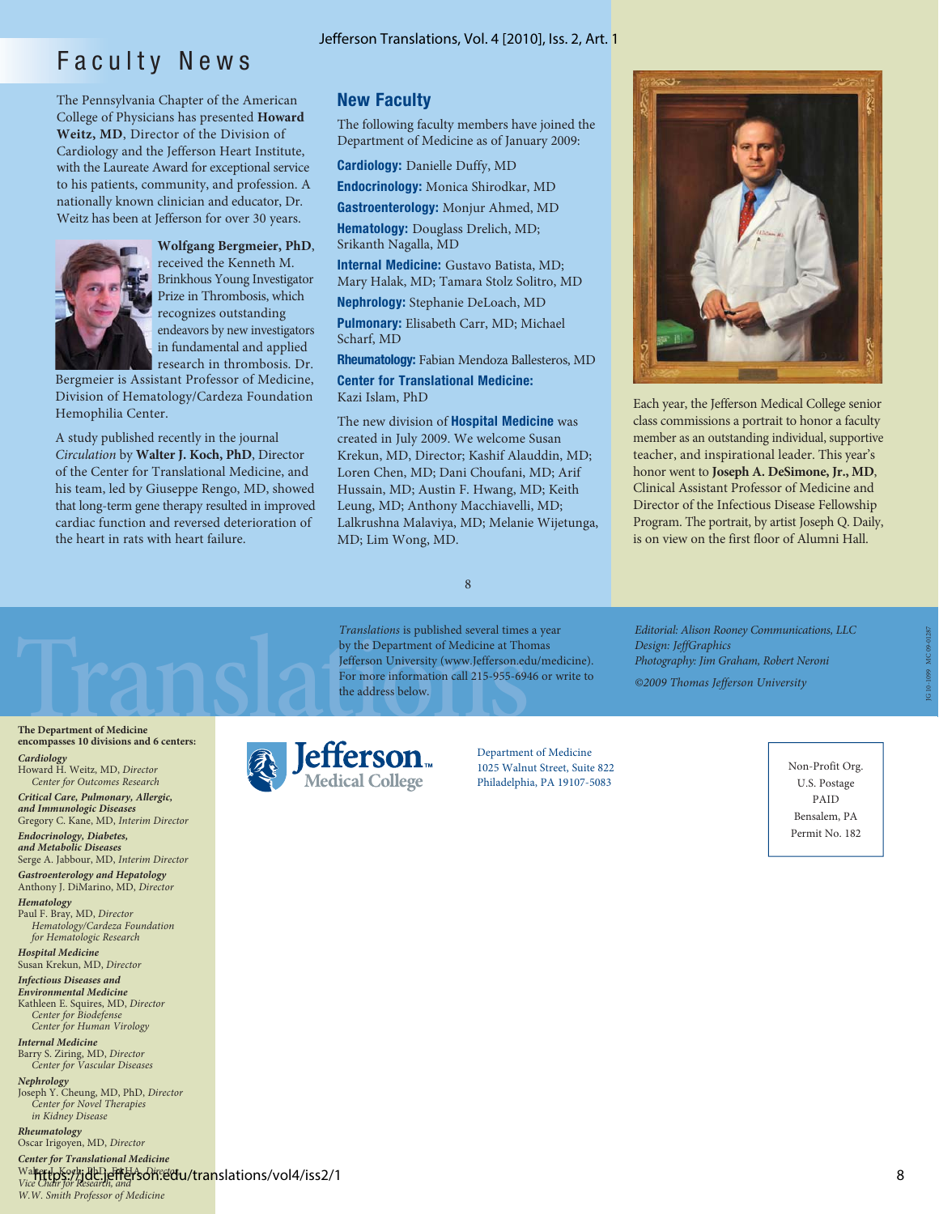# Faculty News

The Pennsylvania Chapter of the American College of Physicians has presented **Howard Weitz, MD**, Director of the Division of Cardiology and the Jefferson Heart Institute, with the Laureate Award for exceptional service to his patients, community, and profession. A nationally known clinician and educator, Dr. Weitz has been at Jefferson for over 30 years.

**Wolfgang Bergmeier, PhD**, received the Kenneth M. Brinkhous Young Investigator Prize in Thrombosis, which recognizes outstanding endeavors by new investigators in fundamental and applied research in thrombosis. Dr. Bergmeier is Assistant Professor of Medicine, Division of Hematology/Cardeza Foundation Hemophilia Center.

A study published recently in the journal *Circulation* by **Walter J. Koch, PhD**, Director of the Center for Translational Medicine, and his team, led by Giuseppe Rengo, MD, showed that long-term gene therapy resulted in improved cardiac function and reversed deterioration of the heart in rats with heart failure.

## New Faculty

The following faculty members have joined the Department of Medicine as of January 2009:

**Cardiology:** Danielle Duffy, MD

**Endocrinology:** Monica Shirodkar, MD

**Gastroenterology:** Monjur Ahmed, MD

**Hematology:** Douglass Drelich, MD; Srikanth Nagalla, MD

**Internal Medicine:** Gustavo Batista, MD; Mary Halak, MD; Tamara Stolz Solitro, MD

**Nephrology:** Stephanie DeLoach, MD

**Pulmonary:** Elisabeth Carr, MD; Michael Scharf, MD

**Rheumatology:** Fabian Mendoza Ballesteros, MD

**Center for Translational Medicine:** Kazi Islam, PhD

The new division of **Hospital Medicine** was created in July 2009. We welcome Susan Krekun, MD, Director; Kashif Alauddin, MD; Loren Chen, MD; Dani Choufani, MD; Arif Hussain, MD; Austin F. Hwang, MD; Keith Leung, MD; Anthony Macchiavelli, MD; Lalkrushna Malaviya, MD; Melanie Wijetunga, MD; Lim Wong, MD.

Each year, the Jefferson Medical College senior class commissions a portrait to honor a faculty member as an outstanding individual, supportive teacher, and inspirational leader. This year's honor went to **Joseph A. DeSimone, Jr., MD**, Clinical Assistant Professor of Medicine and Director of the Infectious Disease Fellowship Program. The portrait, by artist Joseph Q. Daily, is on view on the first floor of Alumni Hall.

---

*Translations* is published several times a year by the Department of Medicine at Thomas Jefferson University (www.Jefferson.edu/medicine). For more information call 215-955-6946 or write to the address below.

*Editorial: Alison Rooney Communications, LLC*
*Design: JeffGraphics*
*Photography: Jim Graham, Robert Neroni*

*©2009 Thomas Jefferson University*

JG 10-1099 MC 09-01287

**The Department of Medicine encompasses 10 divisions and 6 centers:**

***Cardiology***
Howard H. Weitz, MD, *Director*
*Center for Outcomes Research*

***Critical Care, Pulmonary, Allergic, and Immunologic Diseases***
Gregory C. Kane, MD, *Interim Director*

***Endocrinology, Diabetes, and Metabolic Diseases***
Serge A. Jabbour, MD, *Interim Director*

***Gastroenterology and Hepatology***
Anthony J. DiMarino, MD, *Director*

***Hematology***
Paul F. Bray, MD, *Director*
*Hematology/Cardeza Foundation for Hematologic Research*

***Hospital Medicine***
Susan Krekun, MD, *Director*

***Infectious Diseases and Environmental Medicine***
Kathleen E. Squires, MD, *Director*
*Center for Biodefense*
*Center for Human Virology*

***Internal Medicine***
Barry S. Ziring, MD, *Director*
*Center for Vascular Diseases*

***Nephrology***
Joseph Y. Cheung, MD, PhD, *Director*
*Center for Novel Therapies in Kidney Disease*

***Rheumatology***
Oscar Irigoyen, MD, *Director*

***Center for Translational Medicine***
Walter J. Koch, PhD, FAHA, *Director*
*Vice Chair for Research, and W.W. Smith Professor of Medicine*

Jefferson Medical College

Department of Medicine
1025 Walnut Street, Suite 822
Philadelphia, PA 19107-5083

Non-Profit Org.
U.S. Postage
PAID
Bensalem, PA
Permit No. 182